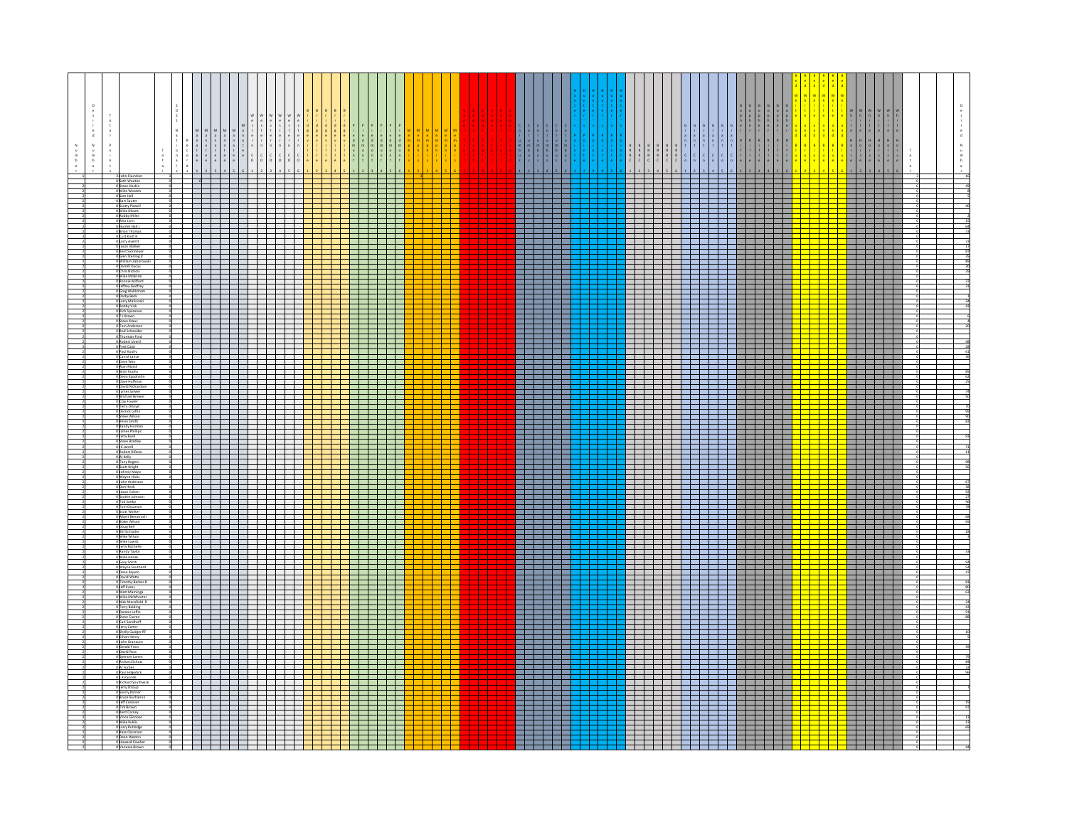| Number | Total | Name | Total | Desired Number |
|---|---|---|---|---|
| 1 | 0 | John Younton | 0 | 16 |
| 2 | 0 | Seth Wooten | 0 | |
| 2 | 0 | Steve Horton | 0 | 45 |
| 2 | 0 | Mike Wooten | 0 | 8 |
| 2 | 0 | Sam Hall | 0 | 7 |
| 2 | 0 | Bart Sauter | 0 | |
| 2 | 0 | Scotty Powell | 0 | 40 |
| 2 | 0 | Mike Moses | 0 | |
| 2 | 0 | Robby Miles | 0 | 2 |
| 2 | 0 | Alex Lunn | 0 | 16 |
| 2 | 0 | Hunter Hall I | 0 | 44 |
| 2 | 0 | Brian Thomas | 0 | 72 |
| 2 | 0 | Curt Knitt II | 0 | |
| 2 | 0 | Larry Averitt | 0 | 72 |
| 2 | 0 | Jason Walker | 0 | 17 |
| 2 | 0 | Brett Sickmeyer | 0 | 87 |
| 2 | 0 | Glen Sterling Jr | 0 | 35 |
| 2 | 0 | William Zaborowski | 0 | 89 |
| 2 | 0 | Darrell Dacus | 0 | 80 |
| 2 | 0 | Chris Nichols | 0 | 29 |
| 2 | 0 | Mike McBride | 0 | |
| 2 | 0 | Ronnie Milford | 0 | 37 |
| 2 | 0 | Jeffrey Godfrey | 0 | 31 |
| 2 | 0 | Greg Wahlstrom | 0 | |
| 2 | 0 | Darby Beck | 0 | 1 |
| 2 | 0 | Larry Malinowski | 0 | 58 |
| 2 | 0 | Robby Voit | 0 | 82 |
| 2 | 0 | Rich Speranza | 0 | |
| 2 | 0 | T J Brown | 0 | 6 |
| 2 | 0 | Steve Kraus | 0 | 4 |
| 2 | 0 | Tom Anderson | 0 | 20 |
| 2 | 0 | Rod Schneider | 0 | |
| 2 | 0 | Thurman Ford | 0 | |
| 2 | 0 | Robert Unetti | 0 | 58 |
| 2 | 0 | Fred Catsi | 0 | 28 |
| 2 | 0 | Paul Koehy | 0 | 61 |
| 2 | 0 | Carroll Lance | 0 | 26 |
| 2 | 0 | Dave Way | 0 | |
| 2 | 0 | Alan Marsh | 0 | |
| 2 | 0 | Matt Koehy | 0 | 85 |
| 2 | 0 | Dean Kapphahn | 0 | 62 |
| 2 | 0 | Dave Huffman | 0 | 25 |
| 2 | 0 | David Richardson | 0 | |
| 2 | 0 | James Selwa | 0 | |
| 2 | 0 | Michael Brown | 0 | 74 |
| 2 | 0 | Clay Fowler | 0 | 90 |
| 2 | 0 | Terry Olroyd | 0 | 70 |
| 2 | 0 | Dennis Loflin | 0 | 99 |
| 2 | 0 | Steve Wilson | 0 | 96 |
| 2 | 0 | Kevin Smith | 0 | 86 |
| 2 | 0 | Randy Hooman | 0 | |
| 2 | 0 | James Phillips | 0 | |
| 2 | 0 | Jerry Bush | 0 | 96 |
| 2 | 0 | Steve Bradley | 0 | |
| 2 | 0 | JC Jarrell | 0 | 71 |
| 2 | 0 | Robert DiRose | 0 | 13 |
| 2 | 0 | Al Kelly | 0 | |
| 2 | 0 | Tony Rogers | 0 | 98 |
| 2 | 0 | Scott Knight | 0 | 92 |
| 2 | 0 | Johnny Mayo | 0 | |
| 2 | 0 | Wayne Hicks | 0 | |
| 2 | 0 | John Anderson | 0 | 67 |
| 2 | 0 | Don Henk | 0 | 98 |
| 2 | 0 | Jason Cohen | 0 | 50 |
| 2 | 0 | Scottie Johnson | 0 | 27 |
| 2 | 0 | Tod Seeby | 0 | 46 |
| 2 | 0 | Tom Ossaman | 0 | 79 |
| 2 | 0 | Scott Walker | 0 | |
| 2 | 0 | Albert Benarroch | 0 | 68 |
| 2 | 0 | Blake Wilson | 0 | 60 |
| 2 | 0 | Doug Bell | 0 | |
| 2 | 0 | Bill Schrader | 0 | 18 |
| 2 | 0 | Mike Wilson | 0 | 3 |
| 2 | 0 | Mike Lewitz | 0 | |
| 2 | 0 | Jerry Rochelle | 0 | |
| 2 | 0 | Randy Taylor | 0 | 39 |
| 2 | 0 | Mike Hanes | 0 | |
| 2 | 0 | Gary Smith | 0 | 94 |
| 2 | 0 | Wayne Southard | 0 | 58 |
| 2 | 0 | Dean Bryson | 0 | 47 |
| 2 | 0 | David Watts | 0 | |
| 2 | 0 | Timothy Barber R | 0 | 81 |
| 2 | 0 | Jeff Essex | 0 | 80 |
| 2 | 0 | Matt Mannings | 0 | 44 |
| 2 | 0 | Mike McWhorter | 0 | |
| 2 | 0 | Rick Mansfield II | 0 | 24 |
| 2 | 0 | Terry Balding | 0 | 43 |
| 2 | 0 | Damon Loflin | 0 | 93 |
| 2 | 0 | Steve Currier | 0 | 88 |
| 2 | 0 | Carl Sandhoff | 0 | |
| 2 | 0 | Jerry Carter | 0 | |
| 2 | 0 | Shelly Gudger RF | 0 | |
| 2 | 0 | Ethan Henry | 0 | 10 |
| 2 | 0 | John Grassuro | 0 | 5 |
| 2 | 0 | Gerald Frost | 0 | 20 |
| 2 | 0 | David Ross | 0 | |
| 2 | 0 | Spencer Lamm | 0 | 78 |
| 2 | 0 | Richard Schatz | 0 | 84 |
| 2 | 0 | Al Forbes | 0 | 32 |
| 2 | 0 | Paul Hilgedick | 0 | 96 |
| 2 | 0 | LR Fennell | 0 | |
| 2 | 0 | Richard Southwick | 0 | |
| 2 | 0 | Jerry Stroup | 0 | |
| 2 | 0 | Sonny Romer | 0 | |
| 2 | 0 | Bruce Buchanan | 0 | |
| 2 | 0 | Jeff Coovert | 0 | 16 |
| 2 | 0 | Tim Brown | 0 | 97 |
| 2 | 0 | Brett Carney | 0 | |
| 2 | 0 | Vince Gionoso | 0 | 13 |
| 2 | 0 | Mike Kubitz | 0 | 12 |
| 2 | 0 | Larry Rutledge | 0 | 69 |
| 2 | 0 | Dave Ossaman | 0 | |
| 2 | 0 | Dean Weston | 0 | |
| 2 | 0 | Howard Cowher | 0 | |
| 2 | 0 | Vanessa Brown | 0 | 44 |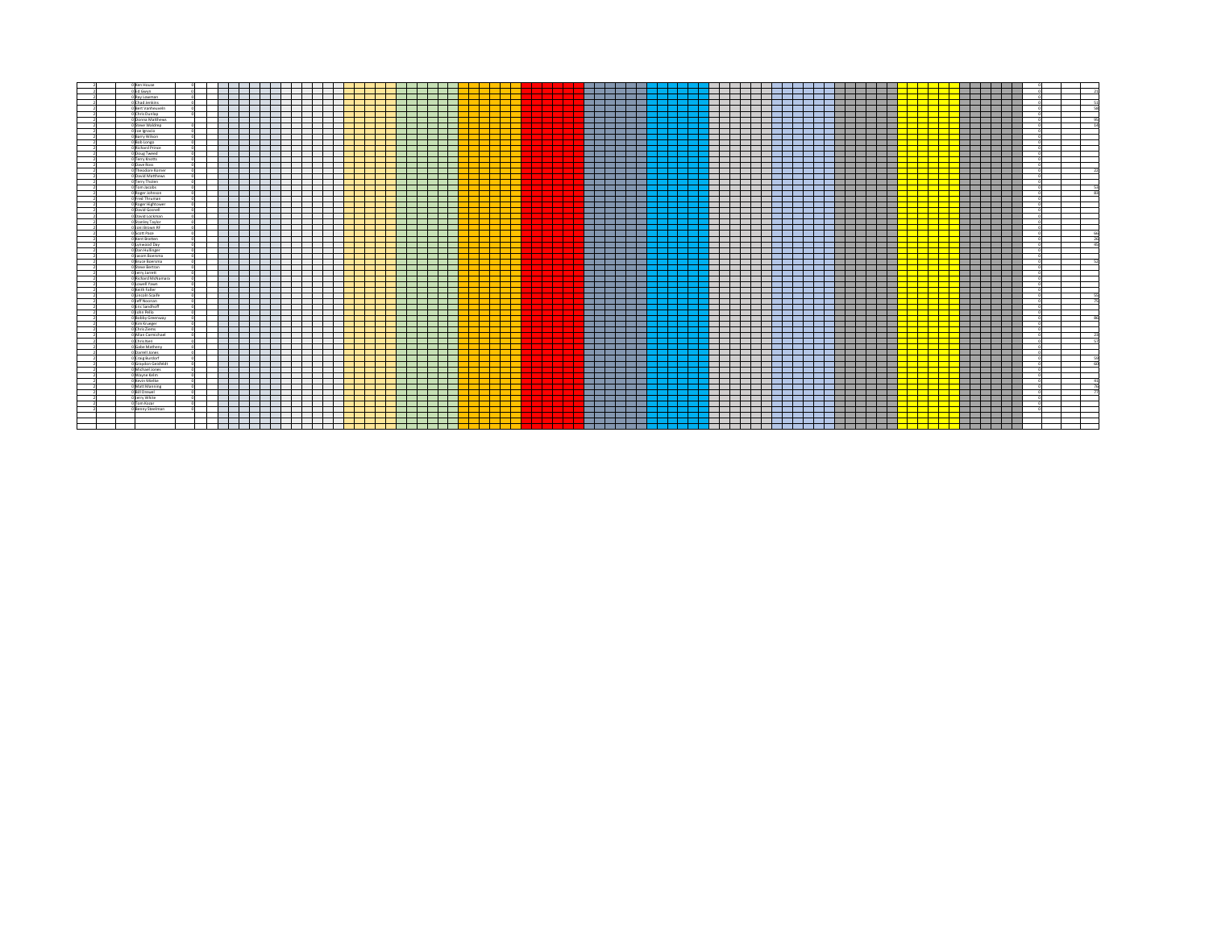| | | | | | |
|---|---|---|---|---|---|
| 2 | 0 | Ben House | 0 | 0 | |
| 2 | 0 | Ed Gwyn | 0 | 0 | 23 |
| 2 | 0 | Ray Lowman | 0 | 0 | |
| 2 | 0 | Chad Jenkins | 0 | 0 | 53 |
| 2 | 0 | Bert Vanheusden | 0 | 0 | 56 |
| 2 | 0 | Chris Dunlap | 0 | 0 | |
| 2 | 0 | Donnie Matthews | 0 | 0 | 96 |
| 2 | 0 | Steve Waldrep | 0 | 0 | 14 |
| 2 | 0 | Joe Ignacio | 0 | 0 | |
| 2 | 0 | Barry Wilson | 0 | 0 | |
| 2 | 0 | Bob Longo | 0 | 0 | |
| 2 | 0 | Richard Prince | 0 | 0 | |
| 2 | 0 | Doug Tweed | 0 | 0 | |
| 2 | 0 | Terry Knotts | 0 | 0 | |
| 2 | 0 | Dave Ross | 0 | 0 | |
| 2 | 0 | Theodore Romer | 0 | 0 | 23 |
| 2 | 0 | David Matthews | 0 | 0 | |
| 2 | 0 | Terry Thalen | 0 | 0 | |
| 2 | 0 | Tom Jacobs | 0 | 0 | 53 |
| 2 | 0 | Roger Johnson | 0 | 0 | 83 |
| 2 | 0 | Fred Thruman | 0 | 0 | |
| 2 | 0 | Roger Hightower | 0 | 0 | |
| 2 | 0 | David Sourell | 0 | 0 | |
| 2 | 0 | David Lockman | 0 | 0 | |
| 2 | 0 | Stanley Taylor | 0 | 0 | |
| 2 | 0 | Joe Brown RF | 0 | 0 | |
| 2 | 0 | Scott Pass | 0 | 0 | 66 |
| 2 | 0 | Kent Bratten | 0 | 0 | 26 |
| 2 | 0 | Lynwood Day | 0 | 0 | 45 |
| 2 | 0 | Dan Hullinger | 0 | 0 | |
| 2 | 0 | Jacob Boersma | 0 | 0 | |
| 2 | 0 | Bruce Boersma | 0 | 0 | 52 |
| 2 | 0 | Steve Ikerton | 0 | 0 | |
| 2 | 0 | Jerry Jarrett | 0 | 0 | |
| 2 | 0 | Richard McNamara | 0 | 0 | |
| 2 | 0 | Lowell Yown | 0 | 0 | |
| 2 | 0 | Keith Fuller | 0 | 0 | |
| 2 | 0 | Lincoln Scaife | 0 | 0 | 55 |
| 2 | 0 | Jeff Noonan | 0 | 0 | 75 |
| 2 | 0 | Eric Sandhoff | 0 | 0 | |
| 2 | 0 | John Pelis | 0 | 0 | |
| 2 | 0 | Bobby Greenway | 0 | 0 | 86 |
| 2 | 0 | Kim Krueger | 0 | 0 | |
| 2 | 0 | Chris Ziems | 0 | 0 | |
| 2 | 0 | Allan Carmichael | 0 | 0 | 25 |
| 2 | 0 | Chris Ken | 0 | 0 | 57 |
| 2 | 0 | Gabe Matheny | 0 | 0 | |
| 2 | 0 | Darrell Jones | 0 | 0 | |
| 2 | 0 | Craig Burdorf | 0 | 0 | 59 |
| 2 | 0 | Graydon Genfeldt | 0 | 0 | 60 |
| 2 | 0 | Michael Jones | 0 | 0 | |
| 2 | 0 | Wayne Kelm | 0 | 0 | |
| 2 | 0 | Kevin Mielke | 0 | 0 | 41 |
| 2 | 0 | Matt Manning | 0 | 0 | 76 |
| 2 | 0 | Bill Drewel | 0 | 0 | 75 |
| 2 | 0 | Jerry White | 0 | 0 | |
| 2 | 0 | Tom Kozar | 0 | 0 | |
| 2 | 0 | Benny Steelman | 0 | 0 | |